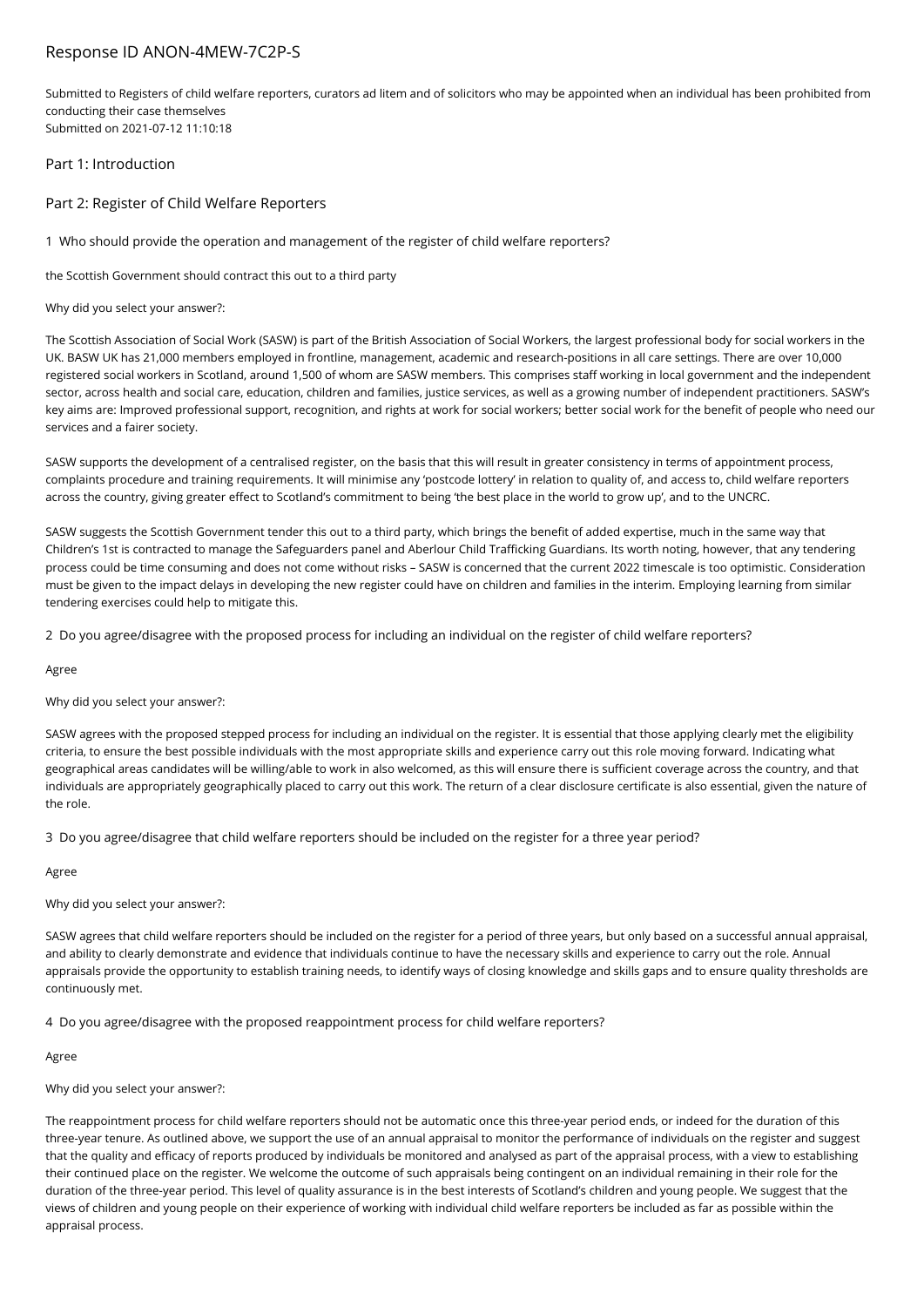# Response ID ANON-4MEW-7C2P-S

Submitted to Registers of child welfare reporters, curators ad litem and of solicitors who may be appointed when an individual has been prohibited from conducting their case themselves
Submitted on 2021-07-12 11:10:18

## Part 1: Introduction

## Part 2: Register of Child Welfare Reporters

1 Who should provide the operation and management of the register of child welfare reporters?

the Scottish Government should contract this out to a third party

Why did you select your answer?:

The Scottish Association of Social Work (SASW) is part of the British Association of Social Workers, the largest professional body for social workers in the UK. BASW UK has 21,000 members employed in frontline, management, academic and research-positions in all care settings. There are over 10,000 registered social workers in Scotland, around 1,500 of whom are SASW members. This comprises staff working in local government and the independent sector, across health and social care, education, children and families, justice services, as well as a growing number of independent practitioners. SASW's key aims are: Improved professional support, recognition, and rights at work for social workers; better social work for the benefit of people who need our services and a fairer society.

SASW supports the development of a centralised register, on the basis that this will result in greater consistency in terms of appointment process, complaints procedure and training requirements. It will minimise any 'postcode lottery' in relation to quality of, and access to, child welfare reporters across the country, giving greater effect to Scotland's commitment to being 'the best place in the world to grow up', and to the UNCRC.

SASW suggests the Scottish Government tender this out to a third party, which brings the benefit of added expertise, much in the same way that Children's 1st is contracted to manage the Safeguarders panel and Aberlour Child Trafficking Guardians. Its worth noting, however, that any tendering process could be time consuming and does not come without risks – SASW is concerned that the current 2022 timescale is too optimistic. Consideration must be given to the impact delays in developing the new register could have on children and families in the interim. Employing learning from similar tendering exercises could help to mitigate this.

2 Do you agree/disagree with the proposed process for including an individual on the register of child welfare reporters?

Agree

Why did you select your answer?:

SASW agrees with the proposed stepped process for including an individual on the register. It is essential that those applying clearly met the eligibility criteria, to ensure the best possible individuals with the most appropriate skills and experience carry out this role moving forward. Indicating what geographical areas candidates will be willing/able to work in also welcomed, as this will ensure there is sufficient coverage across the country, and that individuals are appropriately geographically placed to carry out this work. The return of a clear disclosure certificate is also essential, given the nature of the role.

3 Do you agree/disagree that child welfare reporters should be included on the register for a three year period?

Agree

Why did you select your answer?:

SASW agrees that child welfare reporters should be included on the register for a period of three years, but only based on a successful annual appraisal, and ability to clearly demonstrate and evidence that individuals continue to have the necessary skills and experience to carry out the role. Annual appraisals provide the opportunity to establish training needs, to identify ways of closing knowledge and skills gaps and to ensure quality thresholds are continuously met.

4 Do you agree/disagree with the proposed reappointment process for child welfare reporters?

Agree

Why did you select your answer?:

The reappointment process for child welfare reporters should not be automatic once this three-year period ends, or indeed for the duration of this three-year tenure. As outlined above, we support the use of an annual appraisal to monitor the performance of individuals on the register and suggest that the quality and efficacy of reports produced by individuals be monitored and analysed as part of the appraisal process, with a view to establishing their continued place on the register. We welcome the outcome of such appraisals being contingent on an individual remaining in their role for the duration of the three-year period. This level of quality assurance is in the best interests of Scotland's children and young people. We suggest that the views of children and young people on their experience of working with individual child welfare reporters be included as far as possible within the appraisal process.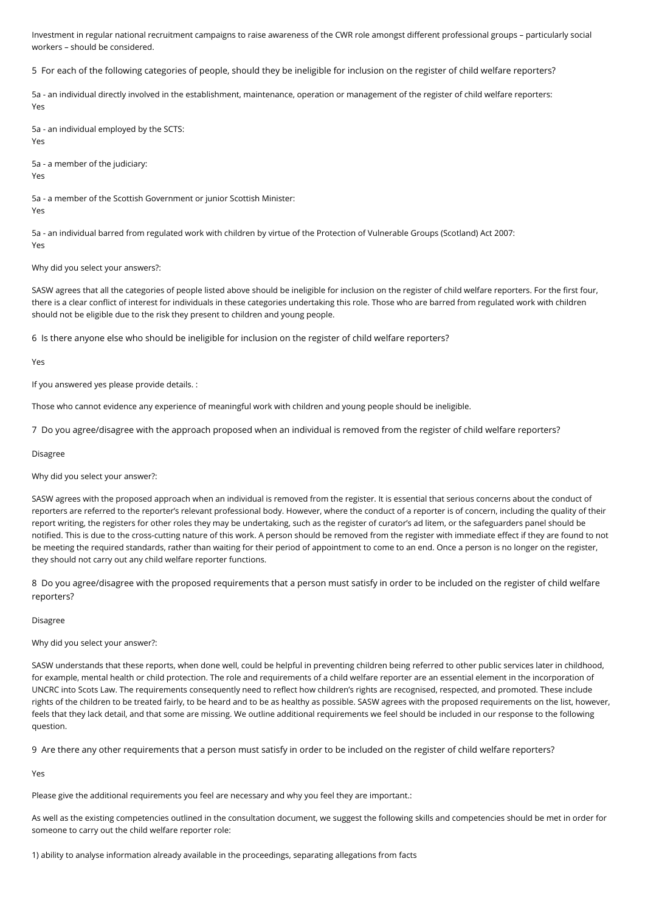Investment in regular national recruitment campaigns to raise awareness of the CWR role amongst different professional groups – particularly social workers – should be considered.

5 For each of the following categories of people, should they be ineligible for inclusion on the register of child welfare reporters?

5a - an individual directly involved in the establishment, maintenance, operation or management of the register of child welfare reporters:
Yes

5a - an individual employed by the SCTS:
Yes

5a - a member of the judiciary:
Yes

5a - a member of the Scottish Government or junior Scottish Minister:
Yes

5a - an individual barred from regulated work with children by virtue of the Protection of Vulnerable Groups (Scotland) Act 2007:
Yes

Why did you select your answers?:

SASW agrees that all the categories of people listed above should be ineligible for inclusion on the register of child welfare reporters. For the first four, there is a clear conflict of interest for individuals in these categories undertaking this role. Those who are barred from regulated work with children should not be eligible due to the risk they present to children and young people.

6 Is there anyone else who should be ineligible for inclusion on the register of child welfare reporters?

Yes

If you answered yes please provide details. :

Those who cannot evidence any experience of meaningful work with children and young people should be ineligible.

7 Do you agree/disagree with the approach proposed when an individual is removed from the register of child welfare reporters?

Disagree

Why did you select your answer?:

SASW agrees with the proposed approach when an individual is removed from the register. It is essential that serious concerns about the conduct of reporters are referred to the reporter's relevant professional body. However, where the conduct of a reporter is of concern, including the quality of their report writing, the registers for other roles they may be undertaking, such as the register of curator's ad litem, or the safeguarders panel should be notified. This is due to the cross-cutting nature of this work. A person should be removed from the register with immediate effect if they are found to not be meeting the required standards, rather than waiting for their period of appointment to come to an end. Once a person is no longer on the register, they should not carry out any child welfare reporter functions.

8 Do you agree/disagree with the proposed requirements that a person must satisfy in order to be included on the register of child welfare reporters?

Disagree

Why did you select your answer?:

SASW understands that these reports, when done well, could be helpful in preventing children being referred to other public services later in childhood, for example, mental health or child protection. The role and requirements of a child welfare reporter are an essential element in the incorporation of UNCRC into Scots Law. The requirements consequently need to reflect how children's rights are recognised, respected, and promoted. These include rights of the children to be treated fairly, to be heard and to be as healthy as possible. SASW agrees with the proposed requirements on the list, however, feels that they lack detail, and that some are missing. We outline additional requirements we feel should be included in our response to the following question.

9 Are there any other requirements that a person must satisfy in order to be included on the register of child welfare reporters?

Yes

Please give the additional requirements you feel are necessary and why you feel they are important.:

As well as the existing competencies outlined in the consultation document, we suggest the following skills and competencies should be met in order for someone to carry out the child welfare reporter role:

1) ability to analyse information already available in the proceedings, separating allegations from facts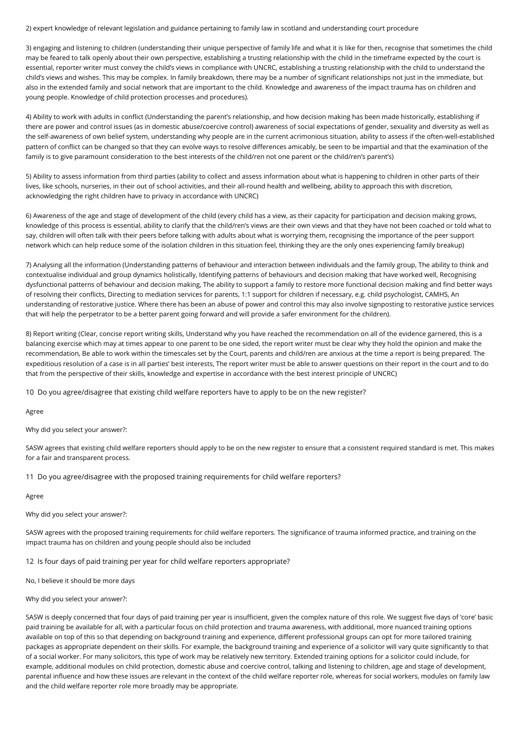2) expert knowledge of relevant legislation and guidance pertaining to family law in scotland and understanding court procedure

3) engaging and listening to children (understanding their unique perspective of family life and what it is like for then, recognise that sometimes the child may be feared to talk openly about their own perspective, establishing a trusting relationship with the child in the timeframe expected by the court is essential, reporter writer must convey the child's views in compliance with UNCRC, establishing a trusting relationship with the child to understand the child's views and wishes. This may be complex. In family breakdown, there may be a number of significant relationships not just in the immediate, but also in the extended family and social network that are important to the child. Knowledge and awareness of the impact trauma has on children and young people. Knowledge of child protection processes and procedures).

4) Ability to work with adults in conflict (Understanding the parent's relationship, and how decision making has been made historically, establishing if there are power and control issues (as in domestic abuse/coercive control) awareness of social expectations of gender, sexuality and diversity as well as the self-awareness of own belief system, understanding why people are in the current acrimonious situation, ability to assess if the often-well-established pattern of conflict can be changed so that they can evolve ways to resolve differences amicably, be seen to be impartial and that the examination of the family is to give paramount consideration to the best interests of the child/ren not one parent or the child/ren's parent's)

5) Ability to assess information from third parties (ability to collect and assess information about what is happening to children in other parts of their lives, like schools, nurseries, in their out of school activities, and their all-round health and wellbeing, ability to approach this with discretion, acknowledging the right children have to privacy in accordance with UNCRC)

6) Awareness of the age and stage of development of the child (every child has a view, as their capacity for participation and decision making grows, knowledge of this process is essential, ability to clarify that the child/ren's views are their own views and that they have not been coached or told what to say, children will often talk with their peers before talking with adults about what is worrying them, recognising the importance of the peer support network which can help reduce some of the isolation children in this situation feel, thinking they are the only ones experiencing family breakup)

7) Analysing all the information (Understanding patterns of behaviour and interaction between individuals and the family group, The ability to think and contextualise individual and group dynamics holistically, Identifying patterns of behaviours and decision making that have worked well, Recognising dysfunctional patterns of behaviour and decision making, The ability to support a family to restore more functional decision making and find better ways of resolving their conflicts, Directing to mediation services for parents, 1:1 support for children if necessary, e.g. child psychologist, CAMHS, An understanding of restorative justice. Where there has been an abuse of power and control this may also involve signposting to restorative justice services that will help the perpetrator to be a better parent going forward and will provide a safer environment for the children).

8) Report writing (Clear, concise report writing skills, Understand why you have reached the recommendation on all of the evidence garnered, this is a balancing exercise which may at times appear to one parent to be one sided, the report writer must be clear why they hold the opinion and make the recommendation, Be able to work within the timescales set by the Court, parents and child/ren are anxious at the time a report is being prepared. The expeditious resolution of a case is in all parties' best interests, The report writer must be able to answer questions on their report in the court and to do that from the perspective of their skills, knowledge and expertise in accordance with the best interest principle of UNCRC)

10 Do you agree/disagree that existing child welfare reporters have to apply to be on the new register?

Agree

Why did you select your answer?:

SASW agrees that existing child welfare reporters should apply to be on the new register to ensure that a consistent required standard is met. This makes for a fair and transparent process.

11 Do you agree/disagree with the proposed training requirements for child welfare reporters?

Agree

Why did you select your answer?:

SASW agrees with the proposed training requirements for child welfare reporters. The significance of trauma informed practice, and training on the impact trauma has on children and young people should also be included

12 Is four days of paid training per year for child welfare reporters appropriate?

No, I believe it should be more days

Why did you select your answer?:

SASW is deeply concerned that four days of paid training per year is insufficient, given the complex nature of this role. We suggest five days of 'core' basic paid training be available for all, with a particular focus on child protection and trauma awareness, with additional, more nuanced training options available on top of this so that depending on background training and experience, different professional groups can opt for more tailored training packages as appropriate dependent on their skills. For example, the background training and experience of a solicitor will vary quite significantly to that of a social worker. For many solicitors, this type of work may be relatively new territory. Extended training options for a solicitor could include, for example, additional modules on child protection, domestic abuse and coercive control, talking and listening to children, age and stage of development, parental influence and how these issues are relevant in the context of the child welfare reporter role, whereas for social workers, modules on family law and the child welfare reporter role more broadly may be appropriate.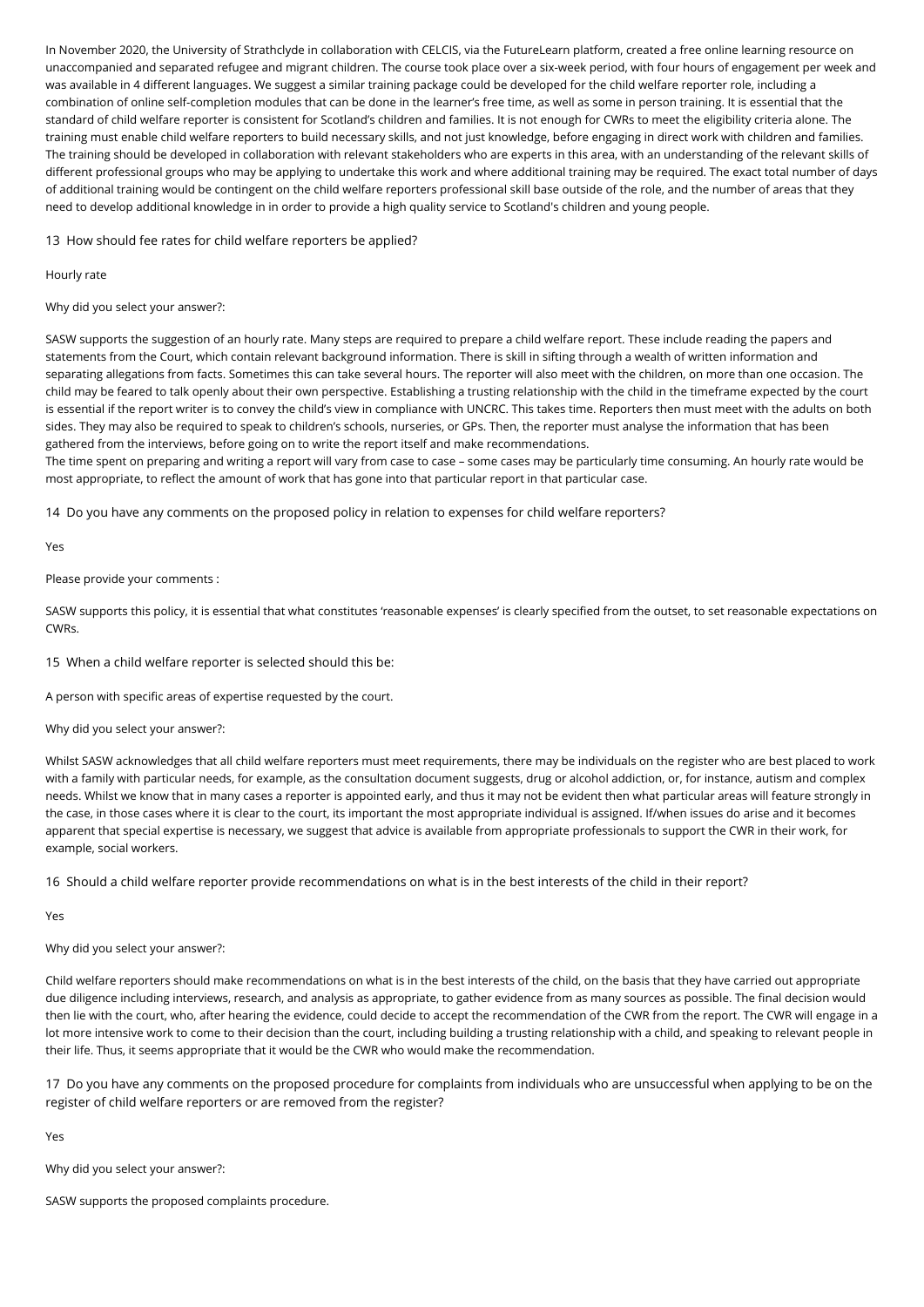In November 2020, the University of Strathclyde in collaboration with CELCIS, via the FutureLearn platform, created a free online learning resource on unaccompanied and separated refugee and migrant children. The course took place over a six-week period, with four hours of engagement per week and was available in 4 different languages. We suggest a similar training package could be developed for the child welfare reporter role, including a combination of online self-completion modules that can be done in the learner's free time, as well as some in person training. It is essential that the standard of child welfare reporter is consistent for Scotland's children and families. It is not enough for CWRs to meet the eligibility criteria alone. The training must enable child welfare reporters to build necessary skills, and not just knowledge, before engaging in direct work with children and families. The training should be developed in collaboration with relevant stakeholders who are experts in this area, with an understanding of the relevant skills of different professional groups who may be applying to undertake this work and where additional training may be required. The exact total number of days of additional training would be contingent on the child welfare reporters professional skill base outside of the role, and the number of areas that they need to develop additional knowledge in in order to provide a high quality service to Scotland's children and young people.

13 How should fee rates for child welfare reporters be applied?

Hourly rate

Why did you select your answer?:

SASW supports the suggestion of an hourly rate. Many steps are required to prepare a child welfare report. These include reading the papers and statements from the Court, which contain relevant background information. There is skill in sifting through a wealth of written information and separating allegations from facts. Sometimes this can take several hours. The reporter will also meet with the children, on more than one occasion. The child may be feared to talk openly about their own perspective. Establishing a trusting relationship with the child in the timeframe expected by the court is essential if the report writer is to convey the child's view in compliance with UNCRC. This takes time. Reporters then must meet with the adults on both sides. They may also be required to speak to children's schools, nurseries, or GPs. Then, the reporter must analyse the information that has been gathered from the interviews, before going on to write the report itself and make recommendations.
The time spent on preparing and writing a report will vary from case to case – some cases may be particularly time consuming. An hourly rate would be most appropriate, to reflect the amount of work that has gone into that particular report in that particular case.

14 Do you have any comments on the proposed policy in relation to expenses for child welfare reporters?

Yes

Please provide your comments :

SASW supports this policy, it is essential that what constitutes 'reasonable expenses' is clearly specified from the outset, to set reasonable expectations on CWRs.

15 When a child welfare reporter is selected should this be:

A person with specific areas of expertise requested by the court.

Why did you select your answer?:

Whilst SASW acknowledges that all child welfare reporters must meet requirements, there may be individuals on the register who are best placed to work with a family with particular needs, for example, as the consultation document suggests, drug or alcohol addiction, or, for instance, autism and complex needs. Whilst we know that in many cases a reporter is appointed early, and thus it may not be evident then what particular areas will feature strongly in the case, in those cases where it is clear to the court, its important the most appropriate individual is assigned. If/when issues do arise and it becomes apparent that special expertise is necessary, we suggest that advice is available from appropriate professionals to support the CWR in their work, for example, social workers.

16 Should a child welfare reporter provide recommendations on what is in the best interests of the child in their report?

Yes

Why did you select your answer?:

Child welfare reporters should make recommendations on what is in the best interests of the child, on the basis that they have carried out appropriate due diligence including interviews, research, and analysis as appropriate, to gather evidence from as many sources as possible. The final decision would then lie with the court, who, after hearing the evidence, could decide to accept the recommendation of the CWR from the report. The CWR will engage in a lot more intensive work to come to their decision than the court, including building a trusting relationship with a child, and speaking to relevant people in their life. Thus, it seems appropriate that it would be the CWR who would make the recommendation.

17 Do you have any comments on the proposed procedure for complaints from individuals who are unsuccessful when applying to be on the register of child welfare reporters or are removed from the register?

Yes

Why did you select your answer?:

SASW supports the proposed complaints procedure.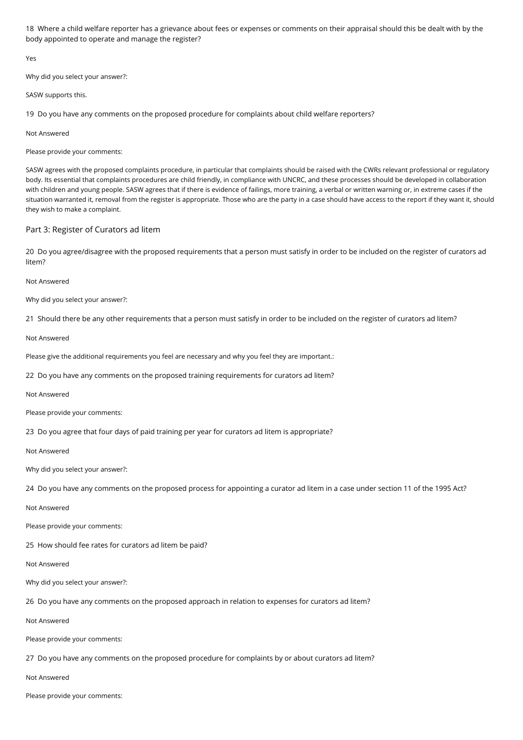18 Where a child welfare reporter has a grievance about fees or expenses or comments on their appraisal should this be dealt with by the body appointed to operate and manage the register?

Yes

Why did you select your answer?:

SASW supports this.

19 Do you have any comments on the proposed procedure for complaints about child welfare reporters?

Not Answered

Please provide your comments:

SASW agrees with the proposed complaints procedure, in particular that complaints should be raised with the CWRs relevant professional or regulatory body. Its essential that complaints procedures are child friendly, in compliance with UNCRC, and these processes should be developed in collaboration with children and young people. SASW agrees that if there is evidence of failings, more training, a verbal or written warning or, in extreme cases if the situation warranted it, removal from the register is appropriate. Those who are the party in a case should have access to the report if they want it, should they wish to make a complaint.

## Part 3: Register of Curators ad litem

20 Do you agree/disagree with the proposed requirements that a person must satisfy in order to be included on the register of curators ad litem?

Not Answered

Why did you select your answer?:

21 Should there be any other requirements that a person must satisfy in order to be included on the register of curators ad litem?

Not Answered

Please give the additional requirements you feel are necessary and why you feel they are important.:

22 Do you have any comments on the proposed training requirements for curators ad litem?

Not Answered

Please provide your comments:

23 Do you agree that four days of paid training per year for curators ad litem is appropriate?

Not Answered

Why did you select your answer?:

24 Do you have any comments on the proposed process for appointing a curator ad litem in a case under section 11 of the 1995 Act?

Not Answered

Please provide your comments:

25 How should fee rates for curators ad litem be paid?

Not Answered

Why did you select your answer?:

26 Do you have any comments on the proposed approach in relation to expenses for curators ad litem?

Not Answered

Please provide your comments:

27 Do you have any comments on the proposed procedure for complaints by or about curators ad litem?

Not Answered

Please provide your comments: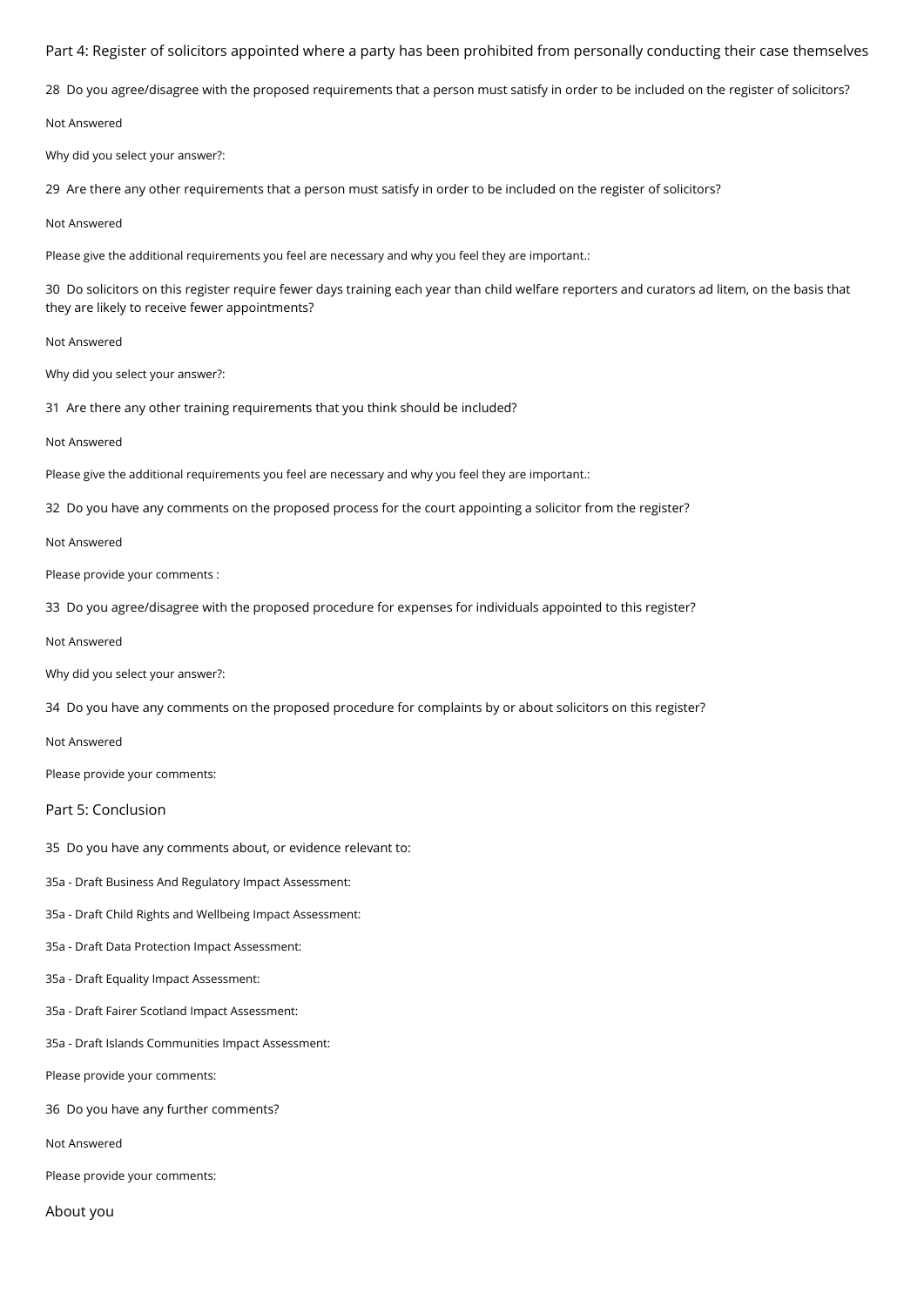## Part 4: Register of solicitors appointed where a party has been prohibited from personally conducting their case themselves

28 Do you agree/disagree with the proposed requirements that a person must satisfy in order to be included on the register of solicitors?

Not Answered

Why did you select your answer?:

29 Are there any other requirements that a person must satisfy in order to be included on the register of solicitors?

Not Answered

Please give the additional requirements you feel are necessary and why you feel they are important.:

30 Do solicitors on this register require fewer days training each year than child welfare reporters and curators ad litem, on the basis that they are likely to receive fewer appointments?

Not Answered

Why did you select your answer?:

31 Are there any other training requirements that you think should be included?

Not Answered

Please give the additional requirements you feel are necessary and why you feel they are important.:

32 Do you have any comments on the proposed process for the court appointing a solicitor from the register?

Not Answered

Please provide your comments :

33 Do you agree/disagree with the proposed procedure for expenses for individuals appointed to this register?

Not Answered

Why did you select your answer?:

34 Do you have any comments on the proposed procedure for complaints by or about solicitors on this register?

Not Answered

Please provide your comments:

## Part 5: Conclusion

35 Do you have any comments about, or evidence relevant to:

35a - Draft Business And Regulatory Impact Assessment:

35a - Draft Child Rights and Wellbeing Impact Assessment:

35a - Draft Data Protection Impact Assessment:

35a - Draft Equality Impact Assessment:

35a - Draft Fairer Scotland Impact Assessment:

35a - Draft Islands Communities Impact Assessment:

Please provide your comments:

36 Do you have any further comments?

Not Answered

Please provide your comments:

## About you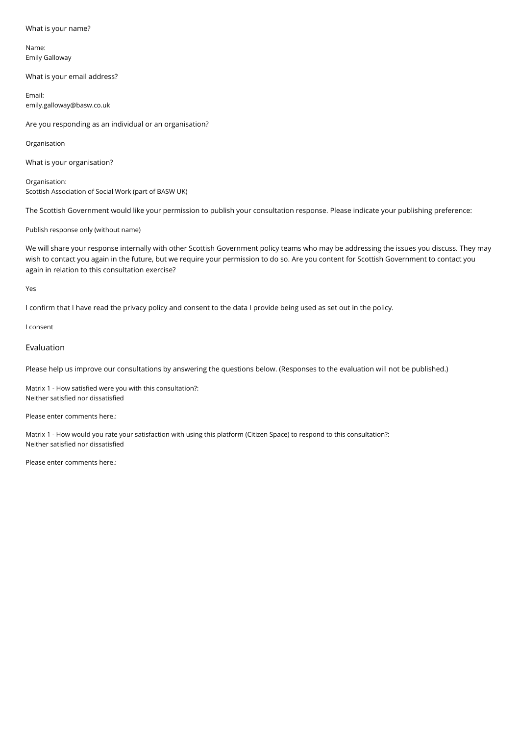What is your name?

Name:
Emily Galloway

What is your email address?

Email:
emily.galloway@basw.co.uk

Are you responding as an individual or an organisation?

Organisation

What is your organisation?

Organisation:
Scottish Association of Social Work (part of BASW UK)

The Scottish Government would like your permission to publish your consultation response. Please indicate your publishing preference:

Publish response only (without name)

We will share your response internally with other Scottish Government policy teams who may be addressing the issues you discuss. They may wish to contact you again in the future, but we require your permission to do so. Are you content for Scottish Government to contact you again in relation to this consultation exercise?

Yes

I confirm that I have read the privacy policy and consent to the data I provide being used as set out in the policy.

I consent

## Evaluation

Please help us improve our consultations by answering the questions below. (Responses to the evaluation will not be published.)

Matrix 1 - How satisfied were you with this consultation?:
Neither satisfied nor dissatisfied

Please enter comments here.:

Matrix 1 - How would you rate your satisfaction with using this platform (Citizen Space) to respond to this consultation?:
Neither satisfied nor dissatisfied

Please enter comments here.: